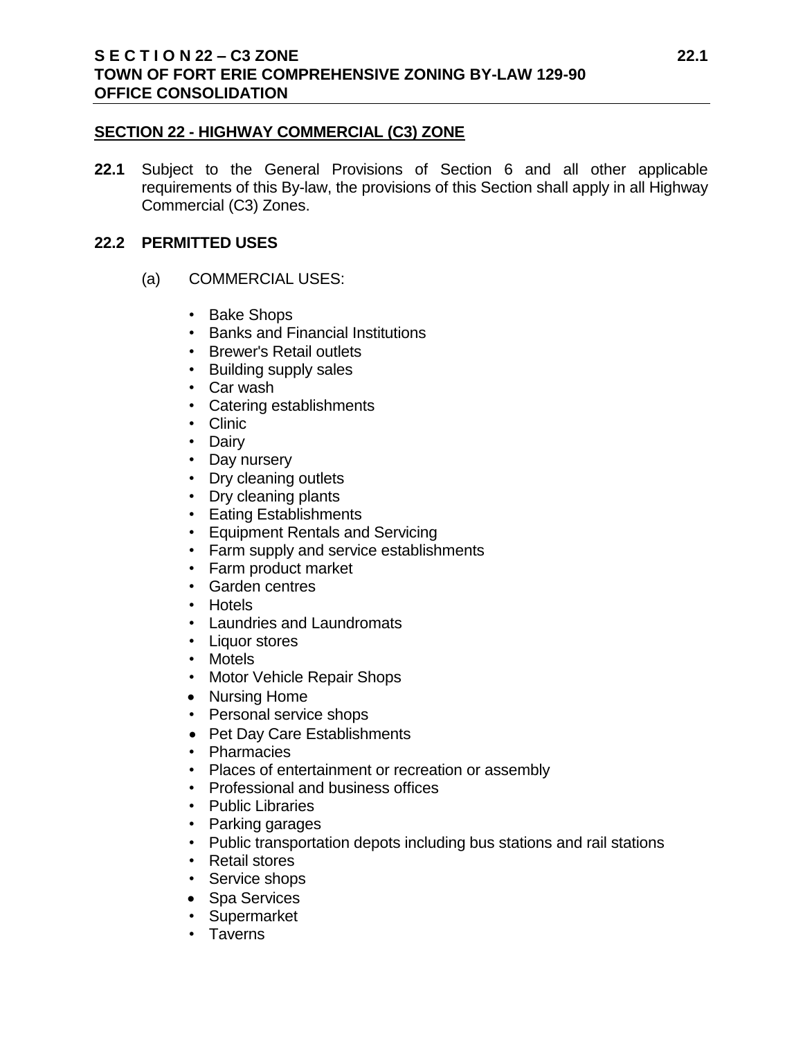## SECTION 22 - HIGHWAY COMMERCIAL (C3) ZONE

**22.1** Subject to the General Provisions of Section 6 and all other applicable requirements of this By-law, the provisions of this Section shall apply in all Highway Commercial (C3) Zones.

### 22.2 PERMITTED USES

(a) COMMERCIAL USES:

- Bake Shops
- Banks and Financial Institutions
- Brewer's Retail outlets
- Building supply sales
- Car wash
- Catering establishments
- Clinic
- Dairy
- Day nursery
- Dry cleaning outlets
- Dry cleaning plants
- Eating Establishments
- Equipment Rentals and Servicing
- Farm supply and service establishments
- Farm product market
- Garden centres
- Hotels
- Laundries and Laundromats
- Liquor stores
- Motels
- Motor Vehicle Repair Shops
- Nursing Home
- Personal service shops
- Pet Day Care Establishments
- Pharmacies
- Places of entertainment or recreation or assembly
- Professional and business offices
- Public Libraries
- Parking garages
- Public transportation depots including bus stations and rail stations
- Retail stores
- Service shops
- Spa Services
- Supermarket
- Taverns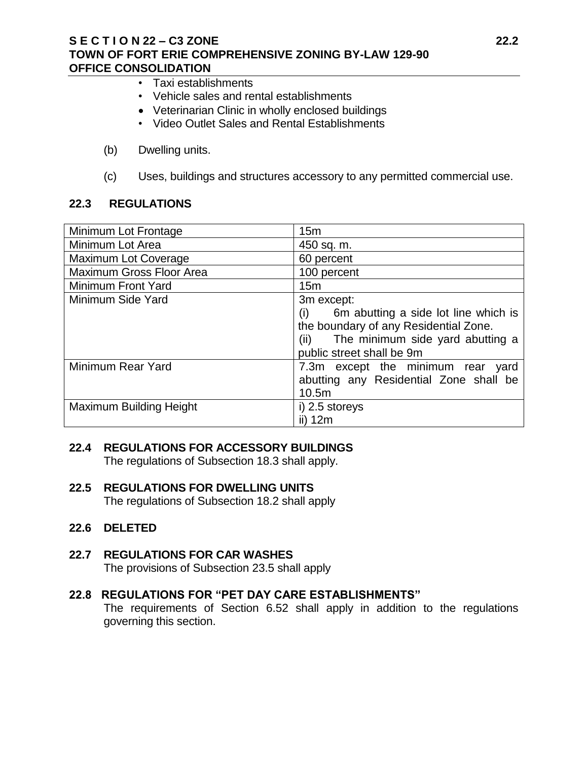- Taxi establishments
- Vehicle sales and rental establishments
- Veterinarian Clinic in wholly enclosed buildings
- Video Outlet Sales and Rental Establishments

(b) Dwelling units.

(c) Uses, buildings and structures accessory to any permitted commercial use.

## 22.3 REGULATIONS

| | |
|---|---|
| Minimum Lot Frontage | 15m |
| Minimum Lot Area | 450 sq. m. |
| Maximum Lot Coverage | 60 percent |
| Maximum Gross Floor Area | 100 percent |
| Minimum Front Yard | 15m |
| Minimum Side Yard | 3m except:<br>(i) 6m abutting a side lot line which is the boundary of any Residential Zone.<br>(ii) The minimum side yard abutting a public street shall be 9m |
| Minimum Rear Yard | 7.3m except the minimum rear yard abutting any Residential Zone shall be 10.5m |
| Maximum Building Height | i) 2.5 storeys<br>ii) 12m |

## 22.4 REGULATIONS FOR ACCESSORY BUILDINGS

The regulations of Subsection 18.3 shall apply.

## 22.5 REGULATIONS FOR DWELLING UNITS

The regulations of Subsection 18.2 shall apply

## 22.6 DELETED

## 22.7 REGULATIONS FOR CAR WASHES

The provisions of Subsection 23.5 shall apply

## 22.8 REGULATIONS FOR "PET DAY CARE ESTABLISHMENTS"

The requirements of Section 6.52 shall apply in addition to the regulations governing this section.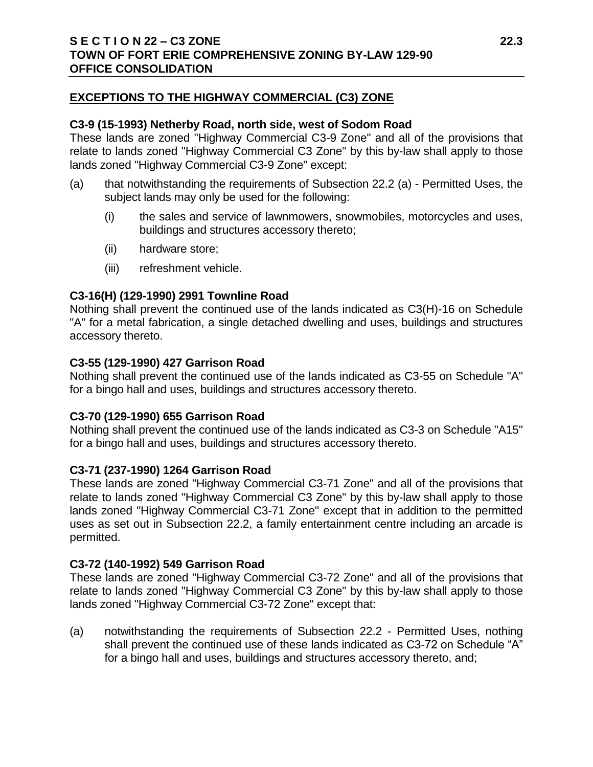## EXCEPTIONS TO THE HIGHWAY COMMERCIAL (C3) ZONE

### C3-9 (15-1993) Netherby Road, north side, west of Sodom Road

These lands are zoned "Highway Commercial C3-9 Zone" and all of the provisions that relate to lands zoned "Highway Commercial C3 Zone" by this by-law shall apply to those lands zoned "Highway Commercial C3-9 Zone" except:

(a) that notwithstanding the requirements of Subsection 22.2 (a) - Permitted Uses, the subject lands may only be used for the following:

  (i) the sales and service of lawnmowers, snowmobiles, motorcycles and uses, buildings and structures accessory thereto;

  (ii) hardware store;

  (iii) refreshment vehicle.

### C3-16(H) (129-1990) 2991 Townline Road

Nothing shall prevent the continued use of the lands indicated as C3(H)-16 on Schedule "A" for a metal fabrication, a single detached dwelling and uses, buildings and structures accessory thereto.

### C3-55 (129-1990) 427 Garrison Road

Nothing shall prevent the continued use of the lands indicated as C3-55 on Schedule "A" for a bingo hall and uses, buildings and structures accessory thereto.

### C3-70 (129-1990) 655 Garrison Road

Nothing shall prevent the continued use of the lands indicated as C3-3 on Schedule "A15" for a bingo hall and uses, buildings and structures accessory thereto.

### C3-71 (237-1990) 1264 Garrison Road

These lands are zoned "Highway Commercial C3-71 Zone" and all of the provisions that relate to lands zoned "Highway Commercial C3 Zone" by this by-law shall apply to those lands zoned "Highway Commercial C3-71 Zone" except that in addition to the permitted uses as set out in Subsection 22.2, a family entertainment centre including an arcade is permitted.

### C3-72 (140-1992) 549 Garrison Road

These lands are zoned "Highway Commercial C3-72 Zone" and all of the provisions that relate to lands zoned "Highway Commercial C3 Zone" by this by-law shall apply to those lands zoned "Highway Commercial C3-72 Zone" except that:

(a) notwithstanding the requirements of Subsection 22.2 - Permitted Uses, nothing shall prevent the continued use of these lands indicated as C3-72 on Schedule "A" for a bingo hall and uses, buildings and structures accessory thereto, and;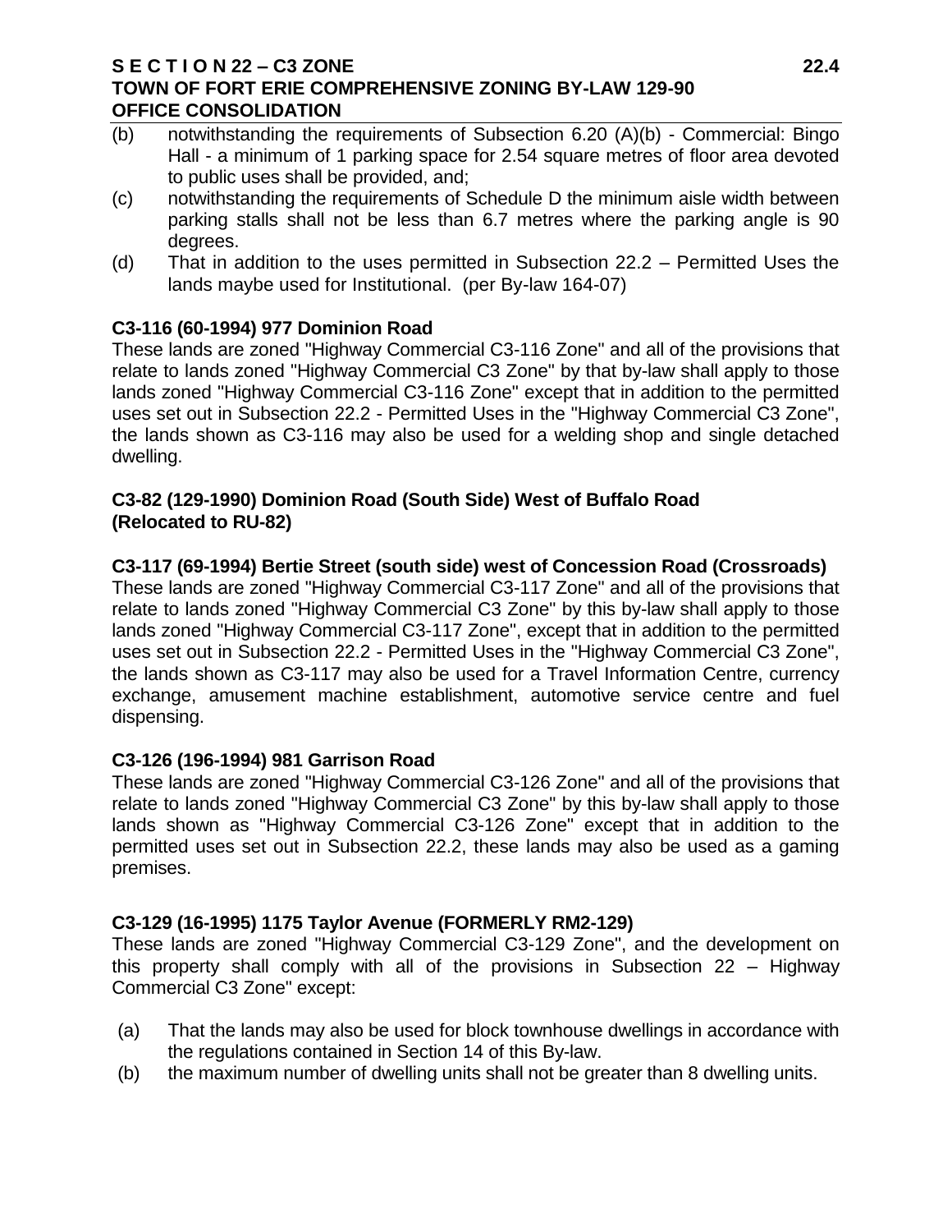(b) notwithstanding the requirements of Subsection 6.20 (A)(b) - Commercial: Bingo Hall - a minimum of 1 parking space for 2.54 square metres of floor area devoted to public uses shall be provided, and;

(c) notwithstanding the requirements of Schedule D the minimum aisle width between parking stalls shall not be less than 6.7 metres where the parking angle is 90 degrees.

(d) That in addition to the uses permitted in Subsection 22.2 – Permitted Uses the lands maybe used for Institutional. (per By-law 164-07)

**C3-116 (60-1994) 977 Dominion Road**

These lands are zoned "Highway Commercial C3-116 Zone" and all of the provisions that relate to lands zoned "Highway Commercial C3 Zone" by that by-law shall apply to those lands zoned "Highway Commercial C3-116 Zone" except that in addition to the permitted uses set out in Subsection 22.2 - Permitted Uses in the "Highway Commercial C3 Zone", the lands shown as C3-116 may also be used for a welding shop and single detached dwelling.

**C3-82 (129-1990) Dominion Road (South Side) West of Buffalo Road (Relocated to RU-82)**

**C3-117 (69-1994) Bertie Street (south side) west of Concession Road (Crossroads)**

These lands are zoned "Highway Commercial C3-117 Zone" and all of the provisions that relate to lands zoned "Highway Commercial C3 Zone" by this by-law shall apply to those lands zoned "Highway Commercial C3-117 Zone", except that in addition to the permitted uses set out in Subsection 22.2 - Permitted Uses in the "Highway Commercial C3 Zone", the lands shown as C3-117 may also be used for a Travel Information Centre, currency exchange, amusement machine establishment, automotive service centre and fuel dispensing.

**C3-126 (196-1994) 981 Garrison Road**

These lands are zoned "Highway Commercial C3-126 Zone" and all of the provisions that relate to lands zoned "Highway Commercial C3 Zone" by this by-law shall apply to those lands shown as "Highway Commercial C3-126 Zone" except that in addition to the permitted uses set out in Subsection 22.2, these lands may also be used as a gaming premises.

**C3-129 (16-1995) 1175 Taylor Avenue (FORMERLY RM2-129)**

These lands are zoned "Highway Commercial C3-129 Zone", and the development on this property shall comply with all of the provisions in Subsection 22 – Highway Commercial C3 Zone" except:

(a) That the lands may also be used for block townhouse dwellings in accordance with the regulations contained in Section 14 of this By-law.

(b) the maximum number of dwelling units shall not be greater than 8 dwelling units.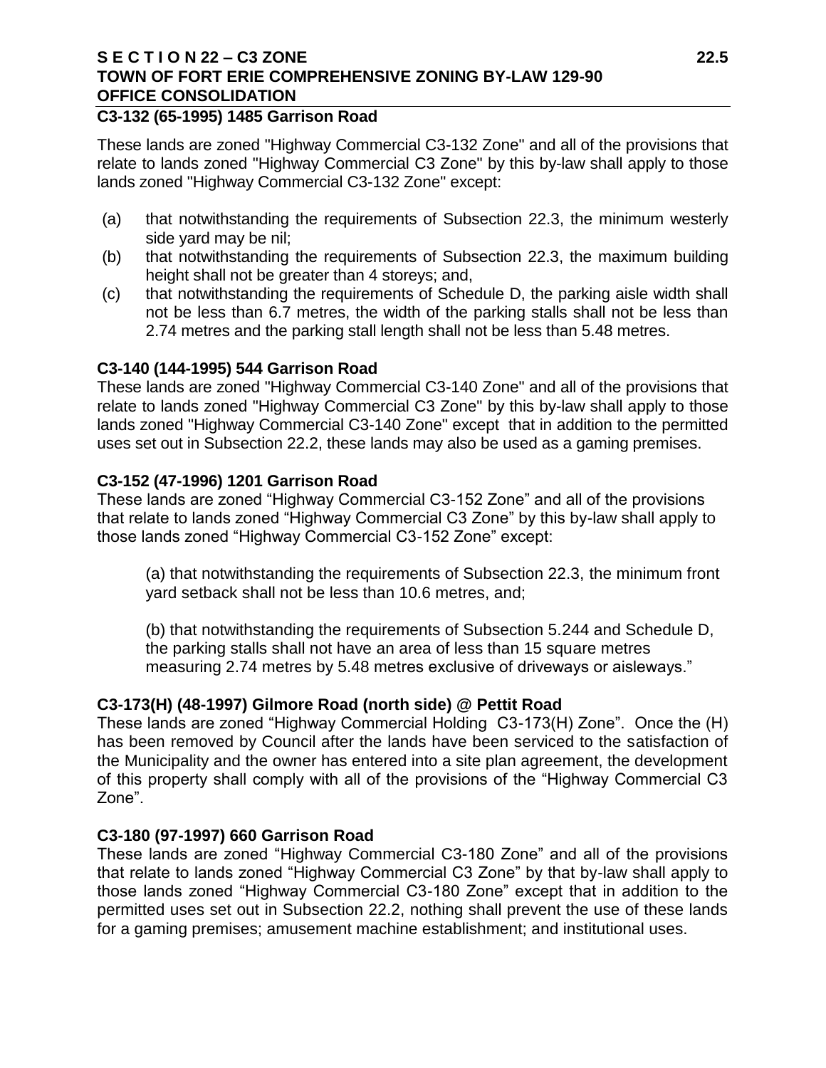## C3-132 (65-1995) 1485 Garrison Road

These lands are zoned "Highway Commercial C3-132 Zone" and all of the provisions that relate to lands zoned "Highway Commercial C3 Zone" by this by-law shall apply to those lands zoned "Highway Commercial C3-132 Zone" except:

(a) that notwithstanding the requirements of Subsection 22.3, the minimum westerly side yard may be nil;
(b) that notwithstanding the requirements of Subsection 22.3, the maximum building height shall not be greater than 4 storeys; and,
(c) that notwithstanding the requirements of Schedule D, the parking aisle width shall not be less than 6.7 metres, the width of the parking stalls shall not be less than 2.74 metres and the parking stall length shall not be less than 5.48 metres.

## C3-140 (144-1995) 544 Garrison Road

These lands are zoned "Highway Commercial C3-140 Zone" and all of the provisions that relate to lands zoned "Highway Commercial C3 Zone" by this by-law shall apply to those lands zoned "Highway Commercial C3-140 Zone" except that in addition to the permitted uses set out in Subsection 22.2, these lands may also be used as a gaming premises.

## C3-152 (47-1996) 1201 Garrison Road

These lands are zoned “Highway Commercial C3-152 Zone” and all of the provisions that relate to lands zoned “Highway Commercial C3 Zone” by this by-law shall apply to those lands zoned “Highway Commercial C3-152 Zone” except:

(a) that notwithstanding the requirements of Subsection 22.3, the minimum front yard setback shall not be less than 10.6 metres, and;

(b) that notwithstanding the requirements of Subsection 5.244 and Schedule D, the parking stalls shall not have an area of less than 15 square metres measuring 2.74 metres by 5.48 metres exclusive of driveways or aisleways.”

## C3-173(H) (48-1997) Gilmore Road (north side) @ Pettit Road

These lands are zoned “Highway Commercial Holding C3-173(H) Zone”. Once the (H) has been removed by Council after the lands have been serviced to the satisfaction of the Municipality and the owner has entered into a site plan agreement, the development of this property shall comply with all of the provisions of the “Highway Commercial C3 Zone”.

## C3-180 (97-1997) 660 Garrison Road

These lands are zoned “Highway Commercial C3-180 Zone” and all of the provisions that relate to lands zoned “Highway Commercial C3 Zone” by that by-law shall apply to those lands zoned “Highway Commercial C3-180 Zone” except that in addition to the permitted uses set out in Subsection 22.2, nothing shall prevent the use of these lands for a gaming premises; amusement machine establishment; and institutional uses.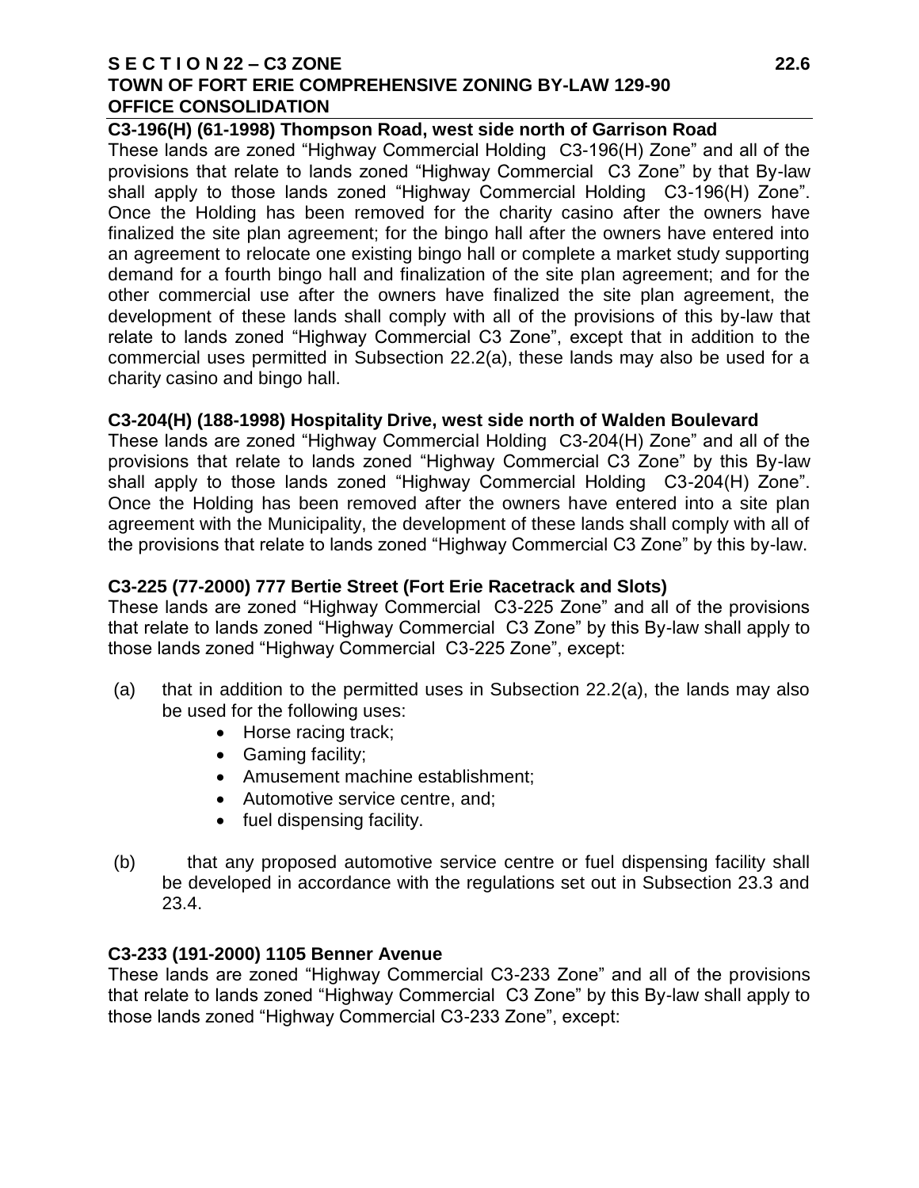**C3-196(H) (61-1998) Thompson Road, west side north of Garrison Road**

These lands are zoned "Highway Commercial Holding C3-196(H) Zone" and all of the provisions that relate to lands zoned "Highway Commercial C3 Zone" by that By-law shall apply to those lands zoned "Highway Commercial Holding C3-196(H) Zone". Once the Holding has been removed for the charity casino after the owners have finalized the site plan agreement; for the bingo hall after the owners have entered into an agreement to relocate one existing bingo hall or complete a market study supporting demand for a fourth bingo hall and finalization of the site plan agreement; and for the other commercial use after the owners have finalized the site plan agreement, the development of these lands shall comply with all of the provisions of this by-law that relate to lands zoned "Highway Commercial C3 Zone", except that in addition to the commercial uses permitted in Subsection 22.2(a), these lands may also be used for a charity casino and bingo hall.

**C3-204(H) (188-1998) Hospitality Drive, west side north of Walden Boulevard**

These lands are zoned "Highway Commercial Holding C3-204(H) Zone" and all of the provisions that relate to lands zoned "Highway Commercial C3 Zone" by this By-law shall apply to those lands zoned "Highway Commercial Holding C3-204(H) Zone". Once the Holding has been removed after the owners have entered into a site plan agreement with the Municipality, the development of these lands shall comply with all of the provisions that relate to lands zoned "Highway Commercial C3 Zone" by this by-law.

**C3-225 (77-2000) 777 Bertie Street (Fort Erie Racetrack and Slots)**

These lands are zoned "Highway Commercial C3-225 Zone" and all of the provisions that relate to lands zoned "Highway Commercial C3 Zone" by this By-law shall apply to those lands zoned "Highway Commercial C3-225 Zone", except:

(a) that in addition to the permitted uses in Subsection 22.2(a), the lands may also be used for the following uses:
   - Horse racing track;
   - Gaming facility;
   - Amusement machine establishment;
   - Automotive service centre, and;
   - fuel dispensing facility.

(b) that any proposed automotive service centre or fuel dispensing facility shall be developed in accordance with the regulations set out in Subsection 23.3 and 23.4.

**C3-233 (191-2000) 1105 Benner Avenue**

These lands are zoned "Highway Commercial C3-233 Zone" and all of the provisions that relate to lands zoned "Highway Commercial C3 Zone" by this By-law shall apply to those lands zoned "Highway Commercial C3-233 Zone", except: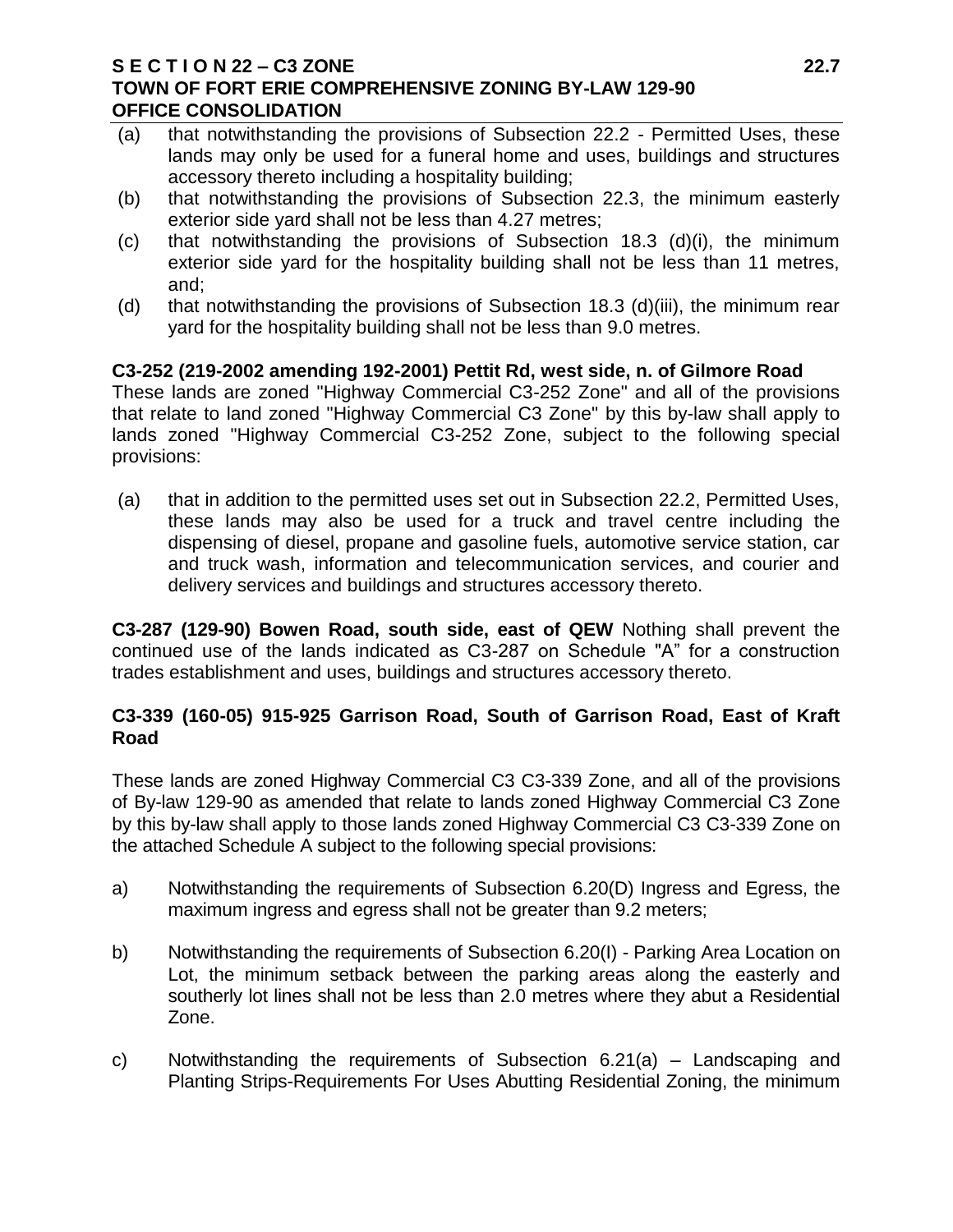(a) that notwithstanding the provisions of Subsection 22.2 - Permitted Uses, these lands may only be used for a funeral home and uses, buildings and structures accessory thereto including a hospitality building;

(b) that notwithstanding the provisions of Subsection 22.3, the minimum easterly exterior side yard shall not be less than 4.27 metres;

(c) that notwithstanding the provisions of Subsection 18.3 (d)(i), the minimum exterior side yard for the hospitality building shall not be less than 11 metres, and;

(d) that notwithstanding the provisions of Subsection 18.3 (d)(iii), the minimum rear yard for the hospitality building shall not be less than 9.0 metres.

**C3-252 (219-2002 amending 192-2001) Pettit Rd, west side, n. of Gilmore Road**

These lands are zoned "Highway Commercial C3-252 Zone" and all of the provisions that relate to land zoned "Highway Commercial C3 Zone" by this by-law shall apply to lands zoned "Highway Commercial C3-252 Zone, subject to the following special provisions:

(a) that in addition to the permitted uses set out in Subsection 22.2, Permitted Uses, these lands may also be used for a truck and travel centre including the dispensing of diesel, propane and gasoline fuels, automotive service station, car and truck wash, information and telecommunication services, and courier and delivery services and buildings and structures accessory thereto.

**C3-287 (129-90) Bowen Road, south side, east of QEW** Nothing shall prevent the continued use of the lands indicated as C3-287 on Schedule "A" for a construction trades establishment and uses, buildings and structures accessory thereto.

**C3-339 (160-05) 915-925 Garrison Road, South of Garrison Road, East of Kraft Road**

These lands are zoned Highway Commercial C3 C3-339 Zone, and all of the provisions of By-law 129-90 as amended that relate to lands zoned Highway Commercial C3 Zone by this by-law shall apply to those lands zoned Highway Commercial C3 C3-339 Zone on the attached Schedule A subject to the following special provisions:

a) Notwithstanding the requirements of Subsection 6.20(D) Ingress and Egress, the maximum ingress and egress shall not be greater than 9.2 meters;

b) Notwithstanding the requirements of Subsection 6.20(I) - Parking Area Location on Lot, the minimum setback between the parking areas along the easterly and southerly lot lines shall not be less than 2.0 metres where they abut a Residential Zone.

c) Notwithstanding the requirements of Subsection 6.21(a) – Landscaping and Planting Strips-Requirements For Uses Abutting Residential Zoning, the minimum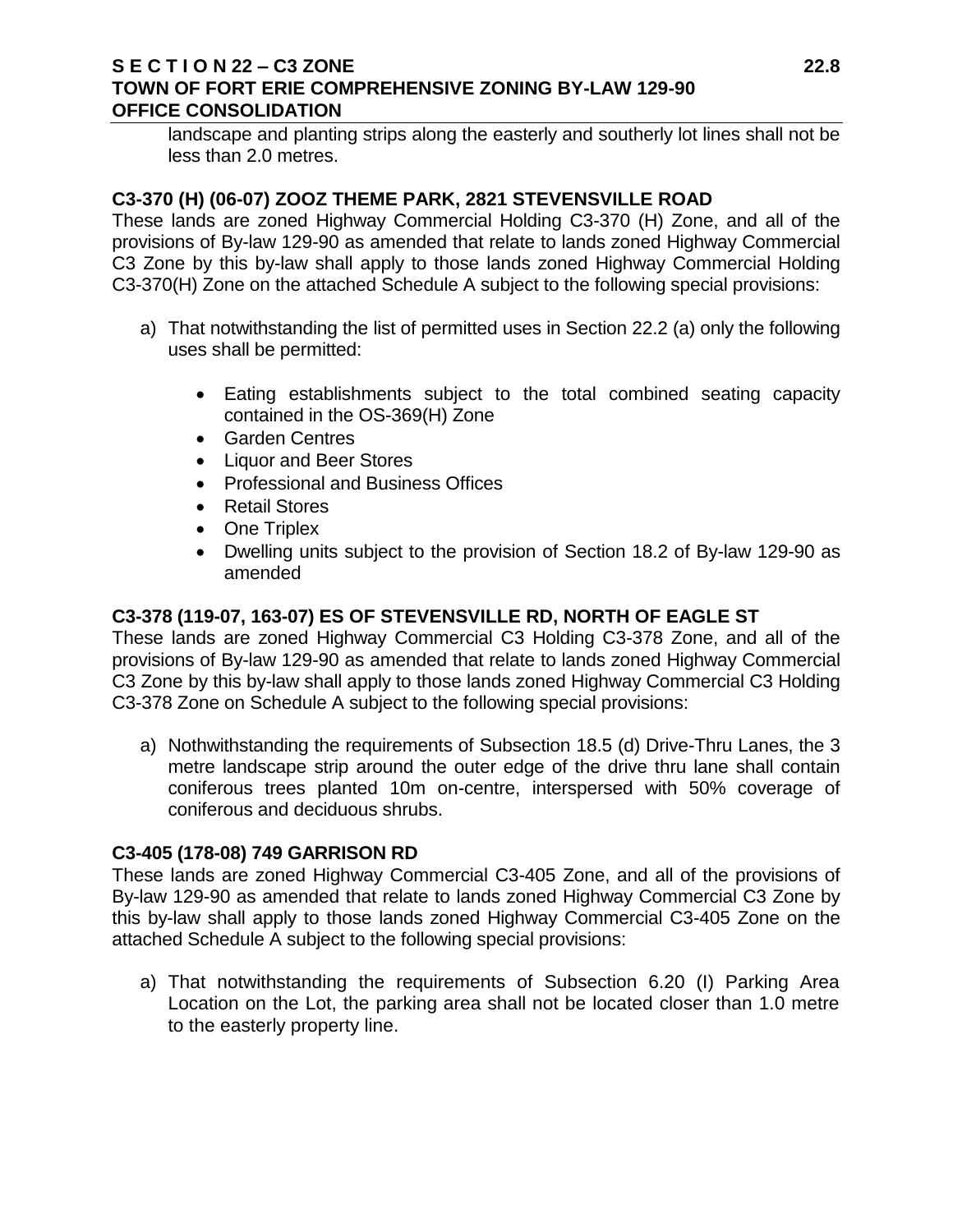landscape and planting strips along the easterly and southerly lot lines shall not be less than 2.0 metres.

**C3-370 (H) (06-07) ZOOZ THEME PARK, 2821 STEVENSVILLE ROAD**

These lands are zoned Highway Commercial Holding C3-370 (H) Zone, and all of the provisions of By-law 129-90 as amended that relate to lands zoned Highway Commercial C3 Zone by this by-law shall apply to those lands zoned Highway Commercial Holding C3-370(H) Zone on the attached Schedule A subject to the following special provisions:

a) That notwithstanding the list of permitted uses in Section 22.2 (a) only the following uses shall be permitted:

- Eating establishments subject to the total combined seating capacity contained in the OS-369(H) Zone
- Garden Centres
- Liquor and Beer Stores
- Professional and Business Offices
- Retail Stores
- One Triplex
- Dwelling units subject to the provision of Section 18.2 of By-law 129-90 as amended

**C3-378 (119-07, 163-07) ES OF STEVENSVILLE RD, NORTH OF EAGLE ST**

These lands are zoned Highway Commercial C3 Holding C3-378 Zone, and all of the provisions of By-law 129-90 as amended that relate to lands zoned Highway Commercial C3 Zone by this by-law shall apply to those lands zoned Highway Commercial C3 Holding C3-378 Zone on Schedule A subject to the following special provisions:

a) Nothwithstanding the requirements of Subsection 18.5 (d) Drive-Thru Lanes, the 3 metre landscape strip around the outer edge of the drive thru lane shall contain coniferous trees planted 10m on-centre, interspersed with 50% coverage of coniferous and deciduous shrubs.

**C3-405 (178-08) 749 GARRISON RD**

These lands are zoned Highway Commercial C3-405 Zone, and all of the provisions of By-law 129-90 as amended that relate to lands zoned Highway Commercial C3 Zone by this by-law shall apply to those lands zoned Highway Commercial C3-405 Zone on the attached Schedule A subject to the following special provisions:

a) That notwithstanding the requirements of Subsection 6.20 (I) Parking Area Location on the Lot, the parking area shall not be located closer than 1.0 metre to the easterly property line.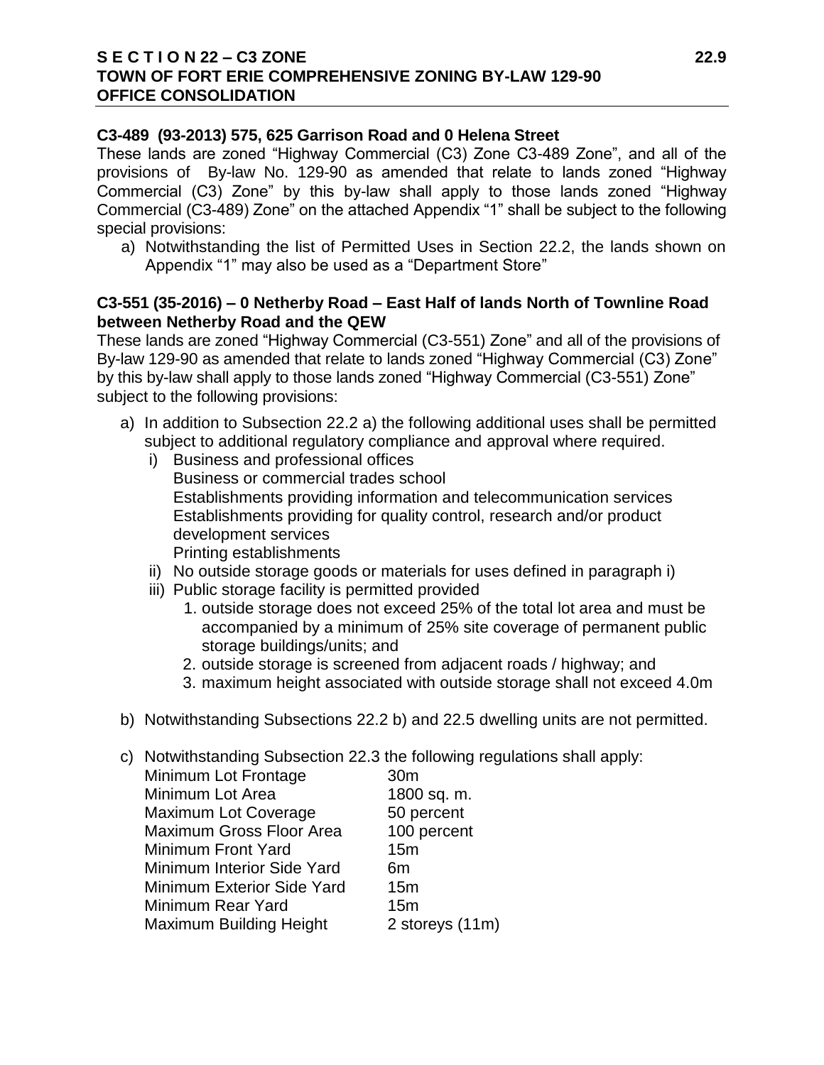**C3-489 (93-2013) 575, 625 Garrison Road and 0 Helena Street**

These lands are zoned "Highway Commercial (C3) Zone C3-489 Zone", and all of the provisions of By-law No. 129-90 as amended that relate to lands zoned "Highway Commercial (C3) Zone" by this by-law shall apply to those lands zoned "Highway Commercial (C3-489) Zone" on the attached Appendix "1" shall be subject to the following special provisions:

a) Notwithstanding the list of Permitted Uses in Section 22.2, the lands shown on Appendix "1" may also be used as a "Department Store"

**C3-551 (35-2016) – 0 Netherby Road – East Half of lands North of Townline Road between Netherby Road and the QEW**

These lands are zoned "Highway Commercial (C3-551) Zone" and all of the provisions of By-law 129-90 as amended that relate to lands zoned "Highway Commercial (C3) Zone" by this by-law shall apply to those lands zoned "Highway Commercial (C3-551) Zone" subject to the following provisions:

a) In addition to Subsection 22.2 a) the following additional uses shall be permitted subject to additional regulatory compliance and approval where required.
   i) Business and professional offices
      Business or commercial trades school
      Establishments providing information and telecommunication services
      Establishments providing for quality control, research and/or product development services
      Printing establishments
   ii) No outside storage goods or materials for uses defined in paragraph i)
   iii) Public storage facility is permitted provided
      1. outside storage does not exceed 25% of the total lot area and must be accompanied by a minimum of 25% site coverage of permanent public storage buildings/units; and
      2. outside storage is screened from adjacent roads / highway; and
      3. maximum height associated with outside storage shall not exceed 4.0m

b) Notwithstanding Subsections 22.2 b) and 22.5 dwelling units are not permitted.

c) Notwithstanding Subsection 22.3 the following regulations shall apply:

| | |
|---|---|
| Minimum Lot Frontage | 30m |
| Minimum Lot Area | 1800 sq. m. |
| Maximum Lot Coverage | 50 percent |
| Maximum Gross Floor Area | 100 percent |
| Minimum Front Yard | 15m |
| Minimum Interior Side Yard | 6m |
| Minimum Exterior Side Yard | 15m |
| Minimum Rear Yard | 15m |
| Maximum Building Height | 2 storeys (11m) |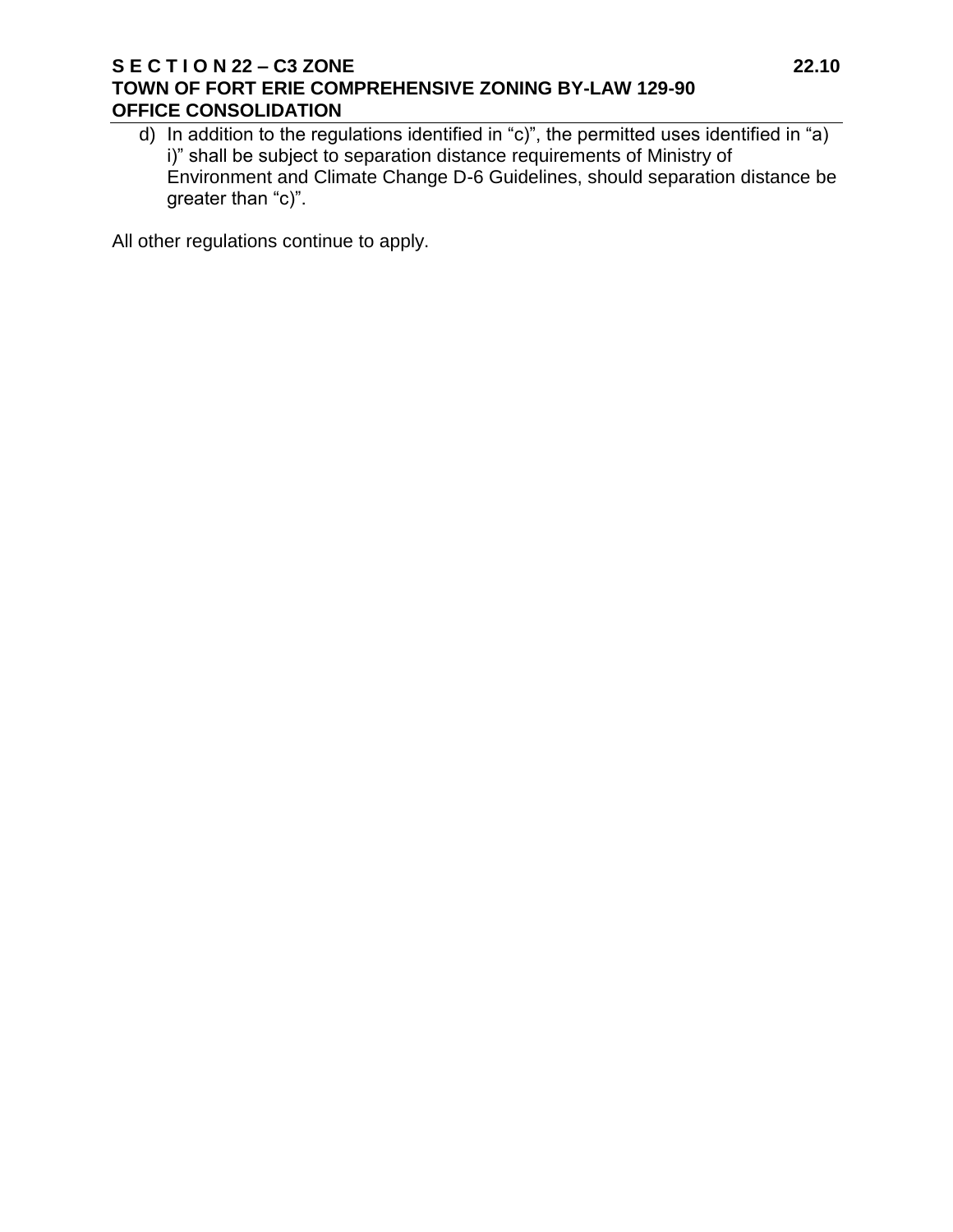d) In addition to the regulations identified in "c)", the permitted uses identified in "a) i)" shall be subject to separation distance requirements of Ministry of Environment and Climate Change D-6 Guidelines, should separation distance be greater than "c)".

All other regulations continue to apply.